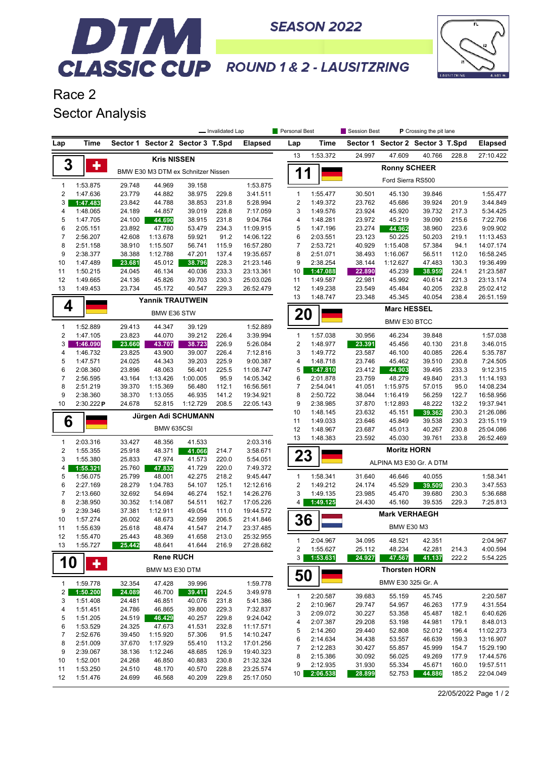# DTM CLASSIC CUP

## SEASON 2022

## ROUND 1 & 2 - LAUSITZRING

LAUSITZRING 4.601 m

# Race 2

# Sector Analysis

Legend: Invalidated Lap | Personal Best | Session Best | P Crossing the pit lane

### 3 — Kris NISSEN — BMW E30 M3 DTM ex Schnitzer Nissen

| Lap | Time | Sector 1 | Sector 2 | Sector 3 | T.Spd | Elapsed |
|---|---|---|---|---|---|---|
| 1 | 1:53.875 | 29.748 | 44.969 | 39.158 | | 1:53.875 |
| 2 | 1:47.636 | 23.779 | 44.882 | 38.975 | 229.8 | 3:41.511 |
| 3 | 1:47.483 | 23.842 | 44.788 | 38.853 | 231.8 | 5:28.994 |
| 4 | 1:48.065 | 24.189 | 44.857 | 39.019 | 228.8 | 7:17.059 |
| 5 | 1:47.705 | 24.100 | 44.690 | 38.915 | 231.8 | 9:04.764 |
| 6 | 2:05.151 | 23.892 | 47.780 | 53.479 | 234.3 | 11:09.915 |
| 7 | 2:56.207 | 42.608 | 1:13.678 | 59.921 | 91.2 | 14:06.122 |
| 8 | 2:51.158 | 38.910 | 1:15.507 | 56.741 | 115.9 | 16:57.280 |
| 9 | 2:38.377 | 38.388 | 1:12.788 | 47.201 | 137.4 | 19:35.657 |
| 10 | 1:47.489 | 23.681 | 45.012 | 38.796 | 228.3 | 21:23.146 |
| 11 | 1:50.215 | 24.045 | 46.134 | 40.036 | 233.3 | 23:13.361 |
| 12 | 1:49.665 | 24.136 | 45.826 | 39.703 | 230.3 | 25:03.026 |
| 13 | 1:49.453 | 23.734 | 45.172 | 40.547 | 229.3 | 26:52.479 |

### 4 — Yannik TRAUTWEIN — BMW E36 STW

| Lap | Time | Sector 1 | Sector 2 | Sector 3 | T.Spd | Elapsed |
|---|---|---|---|---|---|---|
| 1 | 1:52.889 | 29.413 | 44.347 | 39.129 | | 1:52.889 |
| 2 | 1:47.105 | 23.823 | 44.070 | 39.212 | 226.4 | 3:39.994 |
| 3 | 1:46.090 | 23.660 | 43.707 | 38.723 | 226.9 | 5:26.084 |
| 4 | 1:46.732 | 23.825 | 43.900 | 39.007 | 226.4 | 7:12.816 |
| 5 | 1:47.571 | 24.025 | 44.343 | 39.203 | 225.9 | 9:00.387 |
| 6 | 2:08.360 | 23.896 | 48.063 | 56.401 | 225.5 | 11:08.747 |
| 7 | 2:56.595 | 43.164 | 1:13.426 | 1:00.005 | 95.9 | 14:05.342 |
| 8 | 2:51.219 | 39.370 | 1:15.369 | 56.480 | 112.1 | 16:56.561 |
| 9 | 2:38.360 | 38.370 | 1:13.055 | 46.935 | 141.2 | 19:34.921 |
| 10 | 2:30.222 P | 24.678 | 52.815 | 1:12.729 | 208.5 | 22:05.143 |

### 6 — Jürgen Adi SCHUMANN — BMW 635CSI

| Lap | Time | Sector 1 | Sector 2 | Sector 3 | T.Spd | Elapsed |
|---|---|---|---|---|---|---|
| 1 | 2:03.316 | 33.427 | 48.356 | 41.533 | | 2:03.316 |
| 2 | 1:55.355 | 25.918 | 48.371 | 41.066 | 214.7 | 3:58.671 |
| 3 | 1:55.380 | 25.833 | 47.974 | 41.573 | 220.0 | 5:54.051 |
| 4 | 1:55.321 | 25.760 | 47.832 | 41.729 | 220.0 | 7:49.372 |
| 5 | 1:56.075 | 25.799 | 48.001 | 42.275 | 218.2 | 9:45.447 |
| 6 | 2:27.169 | 28.279 | 1:04.783 | 54.107 | 125.1 | 12:12.616 |
| 7 | 2:13.660 | 32.692 | 54.694 | 46.274 | 152.1 | 14:26.276 |
| 8 | 2:38.950 | 30.352 | 1:14.087 | 54.511 | 162.7 | 17:05.226 |
| 9 | 2:39.346 | 37.381 | 1:12.911 | 49.054 | 111.0 | 19:44.572 |
| 10 | 1:57.274 | 26.002 | 48.673 | 42.599 | 206.5 | 21:41.846 |
| 11 | 1:55.639 | 25.618 | 48.474 | 41.547 | 214.7 | 23:37.485 |
| 12 | 1:55.470 | 25.443 | 48.369 | 41.658 | 213.0 | 25:32.955 |
| 13 | 1:55.727 | 25.442 | 48.641 | 41.644 | 216.9 | 27:28.682 |

### 10 — Rene RUCH — BMW M3 E30 DTM

| Lap | Time | Sector 1 | Sector 2 | Sector 3 | T.Spd | Elapsed |
|---|---|---|---|---|---|---|
| 1 | 1:59.778 | 32.354 | 47.428 | 39.996 | | 1:59.778 |
| 2 | 1:50.200 | 24.089 | 46.700 | 39.411 | 224.5 | 3:49.978 |
| 3 | 1:51.408 | 24.481 | 46.851 | 40.076 | 231.8 | 5:41.386 |
| 4 | 1:51.451 | 24.786 | 46.865 | 39.800 | 229.3 | 7:32.837 |
| 5 | 1:51.205 | 24.519 | 46.429 | 40.257 | 229.8 | 9:24.042 |
| 6 | 1:53.529 | 24.325 | 47.673 | 41.531 | 232.8 | 11:17.571 |
| 7 | 2:52.676 | 39.450 | 1:15.920 | 57.306 | 91.5 | 14:10.247 |
| 8 | 2:51.009 | 37.670 | 1:17.929 | 55.410 | 113.2 | 17:01.256 |
| 9 | 2:39.067 | 38.136 | 1:12.246 | 48.685 | 126.9 | 19:40.323 |
| 10 | 1:52.001 | 24.268 | 46.850 | 40.883 | 230.8 | 21:32.324 |
| 11 | 1:53.250 | 24.510 | 48.170 | 40.570 | 228.8 | 23:25.574 |
| 12 | 1:51.476 | 24.699 | 46.568 | 40.209 | 229.8 | 25:17.050 |
| 13 | 1:53.372 | 24.997 | 47.609 | 40.766 | 228.8 | 27:10.422 |

### 11 — Ronny SCHEER — Ford Sierra RS500

| Lap | Time | Sector 1 | Sector 2 | Sector 3 | T.Spd | Elapsed |
|---|---|---|---|---|---|---|
| 1 | 1:55.477 | 30.501 | 45.130 | 39.846 | | 1:55.477 |
| 2 | 1:49.372 | 23.762 | 45.686 | 39.924 | 201.9 | 3:44.849 |
| 3 | 1:49.576 | 23.924 | 45.920 | 39.732 | 217.3 | 5:34.425 |
| 4 | 1:48.281 | 23.972 | 45.219 | 39.090 | 215.6 | 7:22.706 |
| 5 | 1:47.196 | 23.274 | 44.962 | 38.960 | 223.6 | 9:09.902 |
| 6 | 2:03.551 | 23.123 | 50.225 | 50.203 | 219.1 | 11:13.453 |
| 7 | 2:53.721 | 40.929 | 1:15.408 | 57.384 | 94.1 | 14:07.174 |
| 8 | 2:51.071 | 38.493 | 1:16.067 | 56.511 | 112.0 | 16:58.245 |
| 9 | 2:38.254 | 38.144 | 1:12.627 | 47.483 | 130.3 | 19:36.499 |
| 10 | 1:47.088 | 22.890 | 45.239 | 38.959 | 224.1 | 21:23.587 |
| 11 | 1:49.587 | 22.981 | 45.992 | 40.614 | 221.3 | 23:13.174 |
| 12 | 1:49.238 | 23.549 | 45.484 | 40.205 | 232.8 | 25:02.412 |
| 13 | 1:48.747 | 23.348 | 45.345 | 40.054 | 238.4 | 26:51.159 |

### 20 — Marc HESSEL — BMW E30 BTCC

| Lap | Time | Sector 1 | Sector 2 | Sector 3 | T.Spd | Elapsed |
|---|---|---|---|---|---|---|
| 1 | 1:57.038 | 30.956 | 46.234 | 39.848 | | 1:57.038 |
| 2 | 1:48.977 | 23.391 | 45.456 | 40.130 | 231.8 | 3:46.015 |
| 3 | 1:49.772 | 23.587 | 46.100 | 40.085 | 226.4 | 5:35.787 |
| 4 | 1:48.718 | 23.746 | 45.462 | 39.510 | 230.8 | 7:24.505 |
| 5 | 1:47.810 | 23.412 | 44.903 | 39.495 | 233.3 | 9:12.315 |
| 6 | 2:01.878 | 23.759 | 48.279 | 49.840 | 231.3 | 11:14.193 |
| 7 | 2:54.041 | 41.051 | 1:15.975 | 57.015 | 95.0 | 14:08.234 |
| 8 | 2:50.722 | 38.044 | 1:16.419 | 56.259 | 122.7 | 16:58.956 |
| 9 | 2:38.985 | 37.870 | 1:12.893 | 48.222 | 132.2 | 19:37.941 |
| 10 | 1:48.145 | 23.632 | 45.151 | 39.362 | 230.3 | 21:26.086 |
| 11 | 1:49.033 | 23.646 | 45.849 | 39.538 | 230.3 | 23:15.119 |
| 12 | 1:48.967 | 23.687 | 45.013 | 40.267 | 230.8 | 25:04.086 |
| 13 | 1:48.383 | 23.592 | 45.030 | 39.761 | 233.8 | 26:52.469 |

### 23 — Moritz HORN — ALPINA M3 E30 Gr. A DTM

| Lap | Time | Sector 1 | Sector 2 | Sector 3 | T.Spd | Elapsed |
|---|---|---|---|---|---|---|
| 1 | 1:58.341 | 31.640 | 46.646 | 40.055 | | 1:58.341 |
| 2 | 1:49.212 | 24.174 | 45.529 | 39.509 | 230.3 | 3:47.553 |
| 3 | 1:49.135 | 23.985 | 45.470 | 39.680 | 230.3 | 5:36.688 |
| 4 | 1:49.125 | 24.430 | 45.160 | 39.535 | 229.3 | 7:25.813 |

### 36 — Mark VERHAEGH — BMW E30 M3

| Lap | Time | Sector 1 | Sector 2 | Sector 3 | T.Spd | Elapsed |
|---|---|---|---|---|---|---|
| 1 | 2:04.967 | 34.095 | 48.521 | 42.351 | | 2:04.967 |
| 2 | 1:55.627 | 25.112 | 48.234 | 42.281 | 214.3 | 4:00.594 |
| 3 | 1:53.631 | 24.927 | 47.567 | 41.137 | 222.2 | 5:54.225 |

### 50 — Thorsten HORN — BMW E30 325i Gr. A

| Lap | Time | Sector 1 | Sector 2 | Sector 3 | T.Spd | Elapsed |
|---|---|---|---|---|---|---|
| 1 | 2:20.587 | 39.683 | 55.159 | 45.745 | | 2:20.587 |
| 2 | 2:10.967 | 29.747 | 54.957 | 46.263 | 177.9 | 4:31.554 |
| 3 | 2:09.072 | 30.227 | 53.358 | 45.487 | 182.1 | 6:40.626 |
| 4 | 2:07.387 | 29.208 | 53.198 | 44.981 | 179.1 | 8:48.013 |
| 5 | 2:14.260 | 29.440 | 52.808 | 52.012 | 196.4 | 11:02.273 |
| 6 | 2:14.634 | 34.438 | 53.557 | 46.639 | 159.3 | 13:16.907 |
| 7 | 2:12.283 | 30.427 | 55.857 | 45.999 | 154.7 | 15:29.190 |
| 8 | 2:15.386 | 30.092 | 56.025 | 49.269 | 177.9 | 17:44.576 |
| 9 | 2:12.935 | 31.930 | 55.334 | 45.671 | 160.0 | 19:57.511 |
| 10 | 2:06.538 | 28.899 | 52.753 | 44.886 | 185.2 | 22:04.049 |

22/05/2022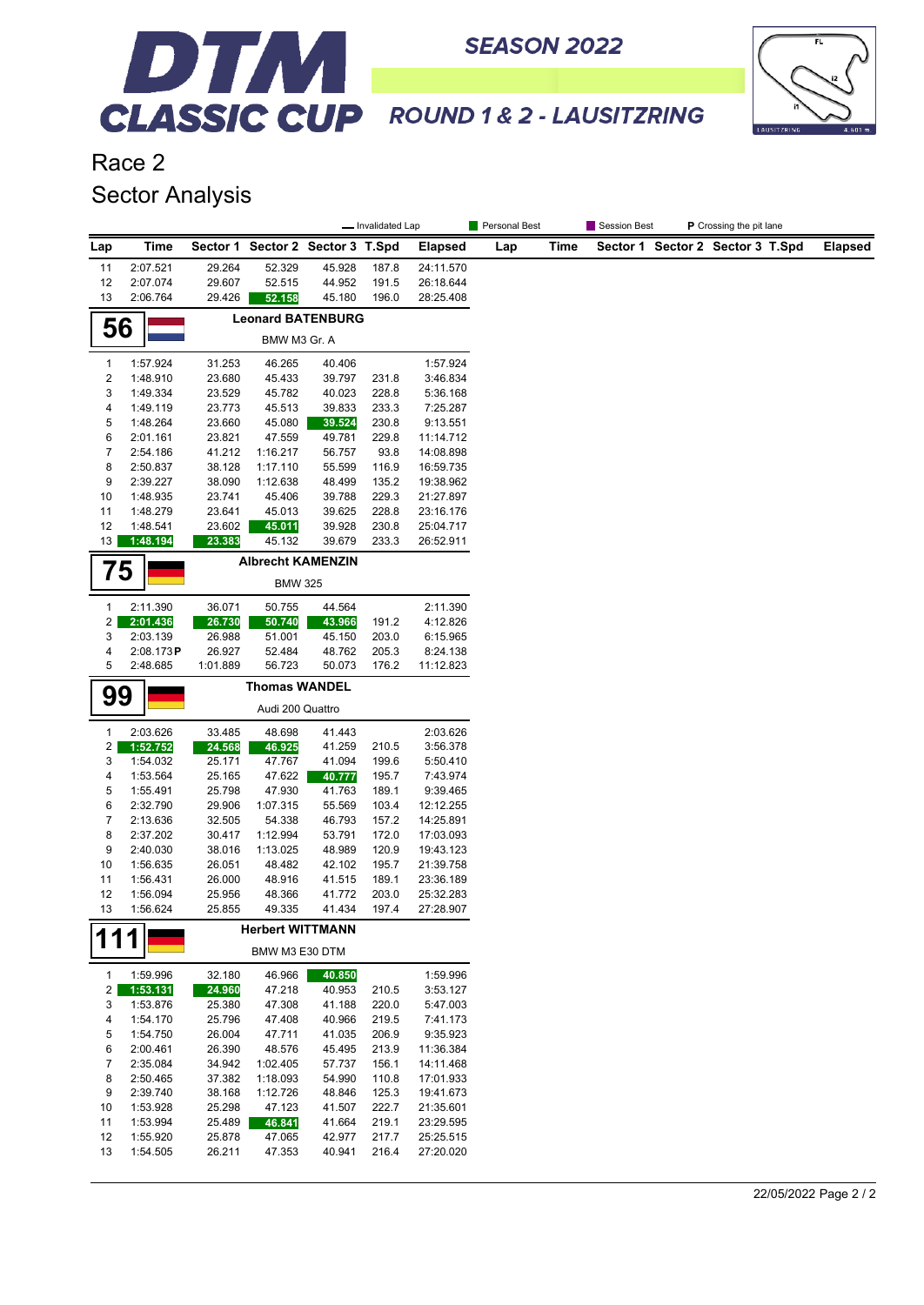# DTM CLASSIC CUP

SEASON 2022

ROUND 1 & 2 - LAUSITZRING

## Race 2

## Sector Analysis

— Invalidated Lap | Personal Best | Session Best | P Crossing the pit lane

| Lap | Time | Sector 1 | Sector 2 | Sector 3 | T.Spd | Elapsed |
|---|---|---|---|---|---|---|
| 11 | 2:07.521 | 29.264 | 52.329 | 45.928 | 187.8 | 24:11.570 |
| 12 | 2:07.074 | 29.607 | 52.515 | 44.952 | 191.5 | 26:18.644 |
| 13 | 2:06.764 | 29.426 | 52.158 | 45.180 | 196.0 | 28:25.408 |

### 56 Leonard BATENBURG

BMW M3 Gr. A

| Lap | Time | Sector 1 | Sector 2 | Sector 3 | T.Spd | Elapsed |
|---|---|---|---|---|---|---|
| 1 | 1:57.924 | 31.253 | 46.265 | 40.406 | | 1:57.924 |
| 2 | 1:48.910 | 23.680 | 45.433 | 39.797 | 231.8 | 3:46.834 |
| 3 | 1:49.334 | 23.529 | 45.782 | 40.023 | 228.8 | 5:36.168 |
| 4 | 1:49.119 | 23.773 | 45.513 | 39.833 | 233.3 | 7:25.287 |
| 5 | 1:48.264 | 23.660 | 45.080 | 39.524 | 230.8 | 9:13.551 |
| 6 | 2:01.161 | 23.821 | 47.559 | 49.781 | 229.8 | 11:14.712 |
| 7 | 2:54.186 | 41.212 | 1:16.217 | 56.757 | 93.8 | 14:08.898 |
| 8 | 2:50.837 | 38.128 | 1:17.110 | 55.599 | 116.9 | 16:59.735 |
| 9 | 2:39.227 | 38.090 | 1:12.638 | 48.499 | 135.2 | 19:38.962 |
| 10 | 1:48.935 | 23.741 | 45.406 | 39.788 | 229.3 | 21:27.897 |
| 11 | 1:48.279 | 23.641 | 45.013 | 39.625 | 228.8 | 23:16.176 |
| 12 | 1:48.541 | 23.602 | 45.011 | 39.928 | 230.8 | 25:04.717 |
| 13 | 1:48.194 | 23.383 | 45.132 | 39.679 | 233.3 | 26:52.911 |

### 75 Albrecht KAMENZIN

BMW 325

| Lap | Time | Sector 1 | Sector 2 | Sector 3 | T.Spd | Elapsed |
|---|---|---|---|---|---|---|
| 1 | 2:11.390 | 36.071 | 50.755 | 44.564 | | 2:11.390 |
| 2 | 2:01.436 | 26.730 | 50.740 | 43.966 | 191.2 | 4:12.826 |
| 3 | 2:03.139 | 26.988 | 51.001 | 45.150 | 203.0 | 6:15.965 |
| 4 | 2:08.173 P | 26.927 | 52.484 | 48.762 | 205.3 | 8:24.138 |
| 5 | 2:48.685 | 1:01.889 | 56.723 | 50.073 | 176.2 | 11:12.823 |

### 99 Thomas WANDEL

Audi 200 Quattro

| Lap | Time | Sector 1 | Sector 2 | Sector 3 | T.Spd | Elapsed |
|---|---|---|---|---|---|---|
| 1 | 2:03.626 | 33.485 | 48.698 | 41.443 | | 2:03.626 |
| 2 | 1:52.752 | 24.568 | 46.925 | 41.259 | 210.5 | 3:56.378 |
| 3 | 1:54.032 | 25.171 | 47.767 | 41.094 | 199.6 | 5:50.410 |
| 4 | 1:53.564 | 25.165 | 47.622 | 40.777 | 195.7 | 7:43.974 |
| 5 | 1:55.491 | 25.798 | 47.930 | 41.763 | 189.1 | 9:39.465 |
| 6 | 2:32.790 | 29.906 | 1:07.315 | 55.569 | 103.4 | 12:12.255 |
| 7 | 2:13.636 | 32.505 | 54.338 | 46.793 | 157.2 | 14:25.891 |
| 8 | 2:37.202 | 30.417 | 1:12.994 | 53.791 | 172.0 | 17:03.093 |
| 9 | 2:40.030 | 38.016 | 1:13.025 | 48.989 | 120.9 | 19:43.123 |
| 10 | 1:56.635 | 26.051 | 48.482 | 42.102 | 195.7 | 21:39.758 |
| 11 | 1:56.431 | 26.000 | 48.916 | 41.515 | 189.1 | 23:36.189 |
| 12 | 1:56.094 | 25.956 | 48.366 | 41.772 | 203.0 | 25:32.283 |
| 13 | 1:56.624 | 25.855 | 49.335 | 41.434 | 197.4 | 27:28.907 |

### 111 Herbert WITTMANN

BMW M3 E30 DTM

| Lap | Time | Sector 1 | Sector 2 | Sector 3 | T.Spd | Elapsed |
|---|---|---|---|---|---|---|
| 1 | 1:59.996 | 32.180 | 46.966 | 40.850 | | 1:59.996 |
| 2 | 1:53.131 | 24.960 | 47.218 | 40.953 | 210.5 | 3:53.127 |
| 3 | 1:53.876 | 25.380 | 47.308 | 41.188 | 220.0 | 5:47.003 |
| 4 | 1:54.170 | 25.796 | 47.408 | 40.966 | 219.5 | 7:41.173 |
| 5 | 1:54.750 | 26.004 | 47.711 | 41.035 | 206.9 | 9:35.923 |
| 6 | 2:00.461 | 26.390 | 48.576 | 45.495 | 213.9 | 11:36.384 |
| 7 | 2:35.084 | 34.942 | 1:02.405 | 57.737 | 156.1 | 14:11.468 |
| 8 | 2:50.465 | 37.382 | 1:18.093 | 54.990 | 110.8 | 17:01.933 |
| 9 | 2:39.740 | 38.168 | 1:12.726 | 48.846 | 125.3 | 19:41.673 |
| 10 | 1:53.928 | 25.298 | 47.123 | 41.507 | 222.7 | 21:35.601 |
| 11 | 1:53.994 | 25.489 | 46.841 | 41.664 | 219.1 | 23:29.595 |
| 12 | 1:55.920 | 25.878 | 47.065 | 42.977 | 217.7 | 25:25.515 |
| 13 | 1:54.505 | 26.211 | 47.353 | 40.941 | 216.4 | 27:20.020 |

22/05/2022